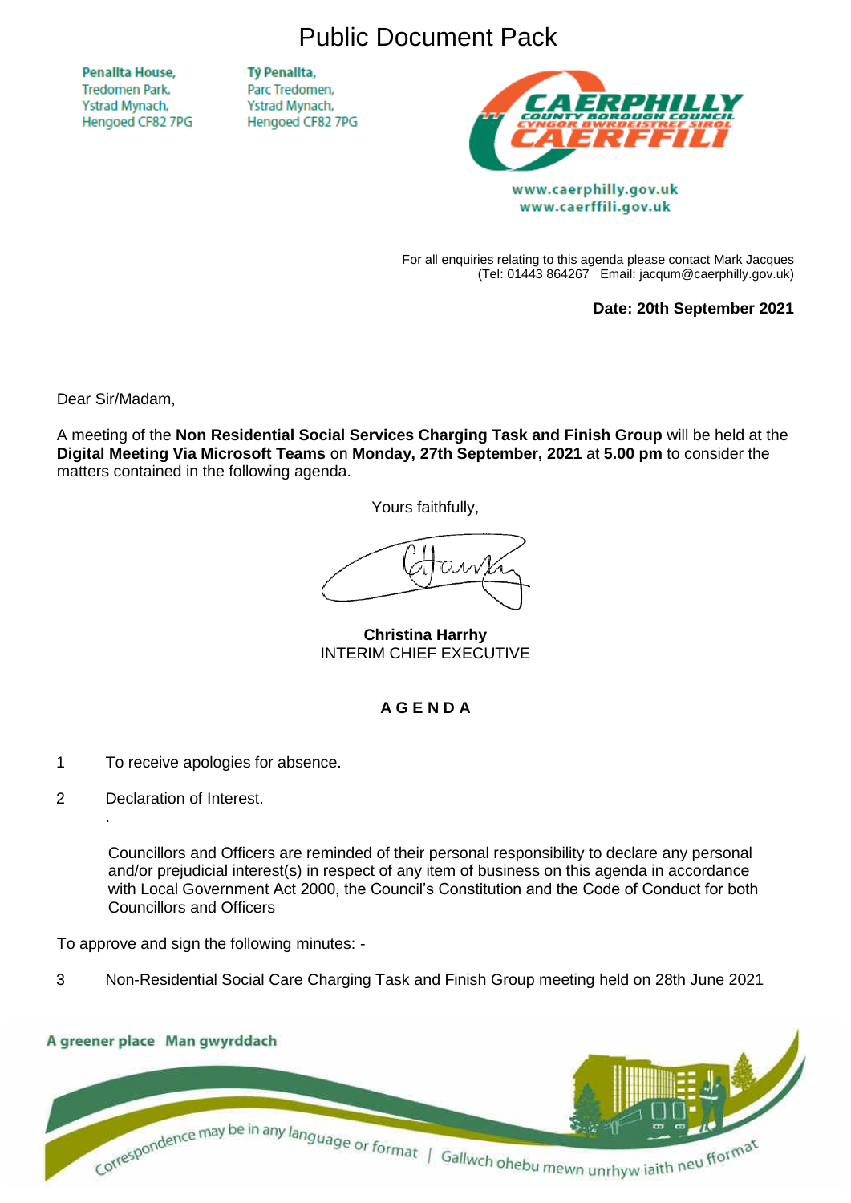# Public Document Pack

Penallta House,
Tredomen Park,
Ystrad Mynach,
Hengoed CF82 7PG

Tŷ Penallta,
Parc Tredomen,
Ystrad Mynach,
Hengoed CF82 7PG

CAERPHILLY COUNTY BOROUGH COUNCIL
CYNGOR BWRDEISTREF SIROL CAERFFILI

www.caerphilly.gov.uk
www.caerffili.gov.uk

For all enquiries relating to this agenda please contact Mark Jacques
(Tel: 01443 864267 Email: jacqum@caerphilly.gov.uk)

**Date: 20th September 2021**

Dear Sir/Madam,

A meeting of the **Non Residential Social Services Charging Task and Finish Group** will be held at the **Digital Meeting Via Microsoft Teams** on **Monday, 27th September, 2021** at **5.00 pm** to consider the matters contained in the following agenda.

Yours faithfully,

**Christina Harrhy**
INTERIM CHIEF EXECUTIVE

**A G E N D A**

1 To receive apologies for absence.

2 Declaration of Interest.

.

Councillors and Officers are reminded of their personal responsibility to declare any personal and/or prejudicial interest(s) in respect of any item of business on this agenda in accordance with Local Government Act 2000, the Council's Constitution and the Code of Conduct for both Councillors and Officers

To approve and sign the following minutes: -

3 Non-Residential Social Care Charging Task and Finish Group meeting held on 28th June 2021

A greener place Man gwyrddach

Correspondence may be in any language or format | Gallwch ohebu mewn unrhyw iaith neu fformat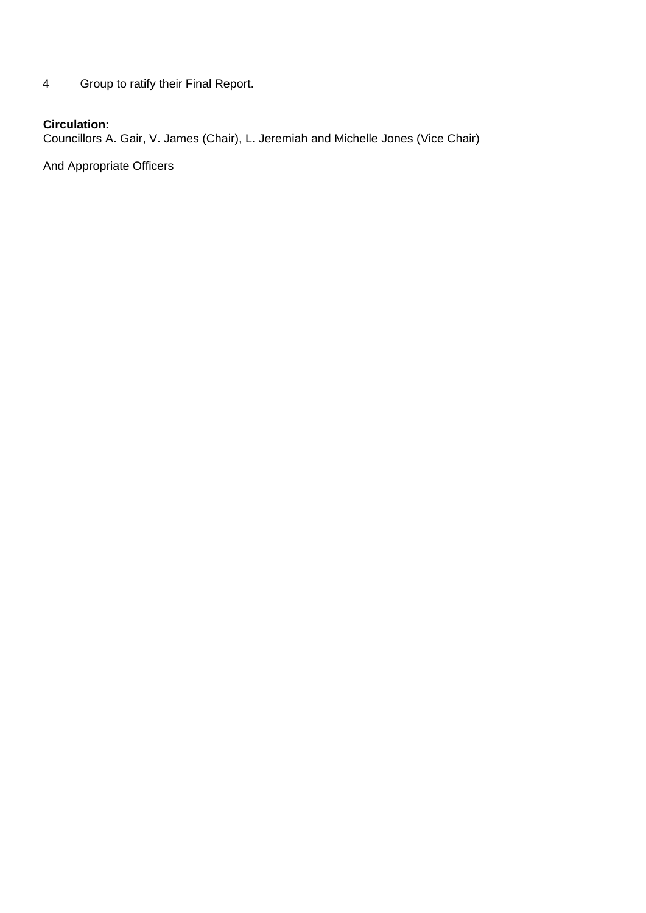4 Group to ratify their Final Report.

**Circulation:**
Councillors A. Gair, V. James (Chair), L. Jeremiah and Michelle Jones (Vice Chair)

And Appropriate Officers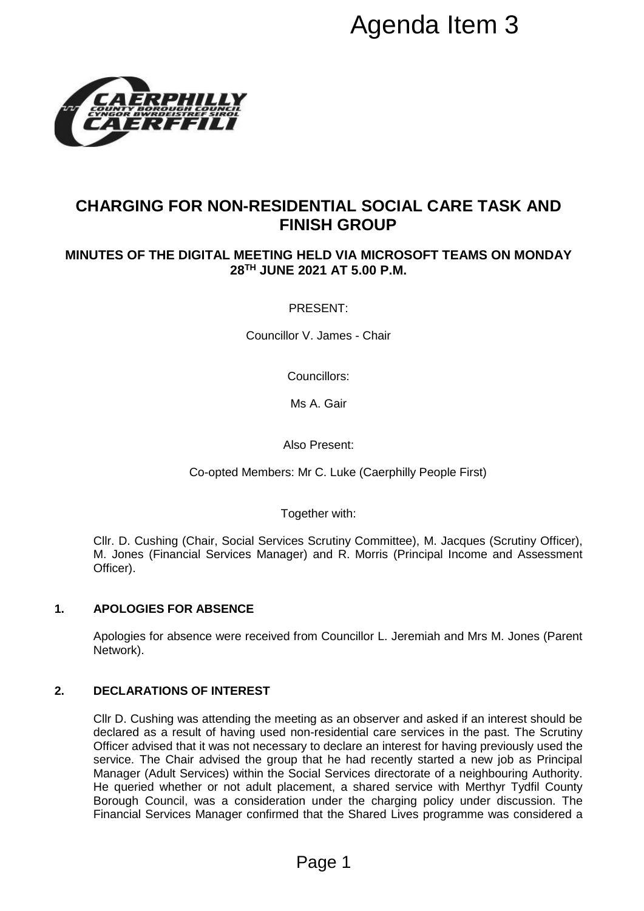Agenda Item 3

# CHARGING FOR NON-RESIDENTIAL SOCIAL CARE TASK AND FINISH GROUP

## MINUTES OF THE DIGITAL MEETING HELD VIA MICROSOFT TEAMS ON MONDAY 28TH JUNE 2021 AT 5.00 P.M.

PRESENT:

Councillor V. James - Chair

Councillors:

Ms A. Gair

Also Present:

Co-opted Members: Mr C. Luke (Caerphilly People First)

Together with:

Cllr. D. Cushing (Chair, Social Services Scrutiny Committee), M. Jacques (Scrutiny Officer), M. Jones (Financial Services Manager) and R. Morris (Principal Income and Assessment Officer).

### 1. APOLOGIES FOR ABSENCE

Apologies for absence were received from Councillor L. Jeremiah and Mrs M. Jones (Parent Network).

### 2. DECLARATIONS OF INTEREST

Cllr D. Cushing was attending the meeting as an observer and asked if an interest should be declared as a result of having used non-residential care services in the past. The Scrutiny Officer advised that it was not necessary to declare an interest for having previously used the service. The Chair advised the group that he had recently started a new job as Principal Manager (Adult Services) within the Social Services directorate of a neighbouring Authority. He queried whether or not adult placement, a shared service with Merthyr Tydfil County Borough Council, was a consideration under the charging policy under discussion. The Financial Services Manager confirmed that the Shared Lives programme was considered a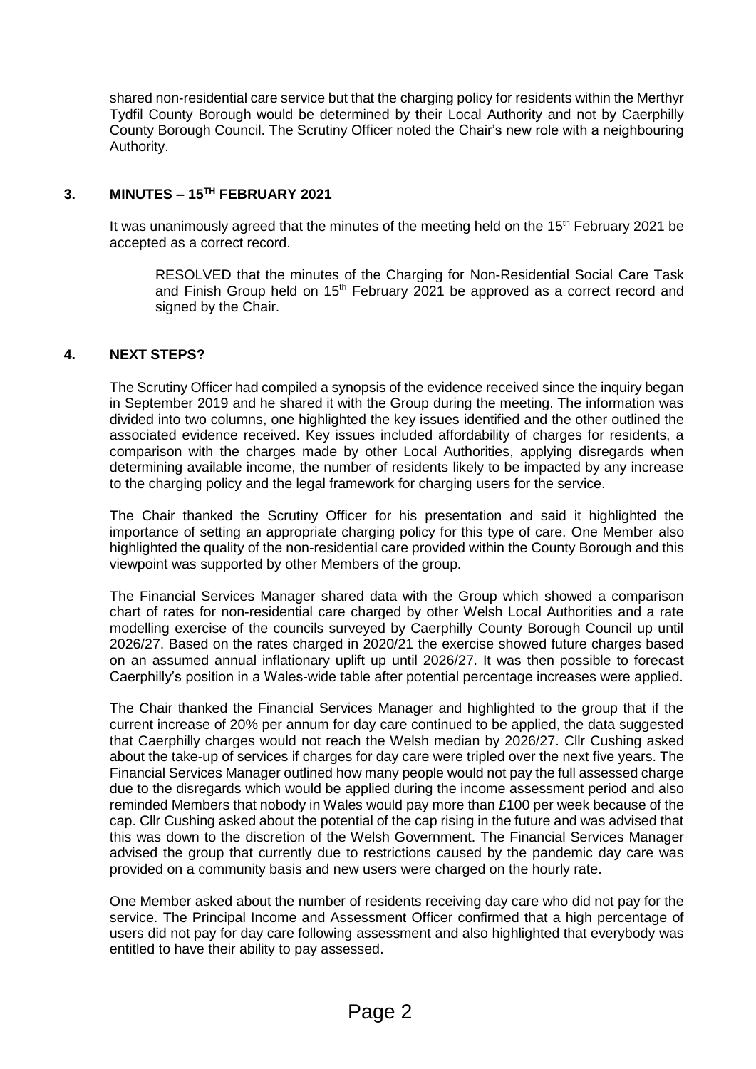shared non-residential care service but that the charging policy for residents within the Merthyr Tydfil County Borough would be determined by their Local Authority and not by Caerphilly County Borough Council. The Scrutiny Officer noted the Chair's new role with a neighbouring Authority.

## 3. MINUTES – 15TH FEBRUARY 2021

It was unanimously agreed that the minutes of the meeting held on the 15th February 2021 be accepted as a correct record.

> RESOLVED that the minutes of the Charging for Non-Residential Social Care Task and Finish Group held on 15th February 2021 be approved as a correct record and signed by the Chair.

## 4. NEXT STEPS?

The Scrutiny Officer had compiled a synopsis of the evidence received since the inquiry began in September 2019 and he shared it with the Group during the meeting. The information was divided into two columns, one highlighted the key issues identified and the other outlined the associated evidence received. Key issues included affordability of charges for residents, a comparison with the charges made by other Local Authorities, applying disregards when determining available income, the number of residents likely to be impacted by any increase to the charging policy and the legal framework for charging users for the service.

The Chair thanked the Scrutiny Officer for his presentation and said it highlighted the importance of setting an appropriate charging policy for this type of care. One Member also highlighted the quality of the non-residential care provided within the County Borough and this viewpoint was supported by other Members of the group.

The Financial Services Manager shared data with the Group which showed a comparison chart of rates for non-residential care charged by other Welsh Local Authorities and a rate modelling exercise of the councils surveyed by Caerphilly County Borough Council up until 2026/27. Based on the rates charged in 2020/21 the exercise showed future charges based on an assumed annual inflationary uplift up until 2026/27. It was then possible to forecast Caerphilly's position in a Wales-wide table after potential percentage increases were applied.

The Chair thanked the Financial Services Manager and highlighted to the group that if the current increase of 20% per annum for day care continued to be applied, the data suggested that Caerphilly charges would not reach the Welsh median by 2026/27. Cllr Cushing asked about the take-up of services if charges for day care were tripled over the next five years. The Financial Services Manager outlined how many people would not pay the full assessed charge due to the disregards which would be applied during the income assessment period and also reminded Members that nobody in Wales would pay more than £100 per week because of the cap. Cllr Cushing asked about the potential of the cap rising in the future and was advised that this was down to the discretion of the Welsh Government. The Financial Services Manager advised the group that currently due to restrictions caused by the pandemic day care was provided on a community basis and new users were charged on the hourly rate.

One Member asked about the number of residents receiving day care who did not pay for the service. The Principal Income and Assessment Officer confirmed that a high percentage of users did not pay for day care following assessment and also highlighted that everybody was entitled to have their ability to pay assessed.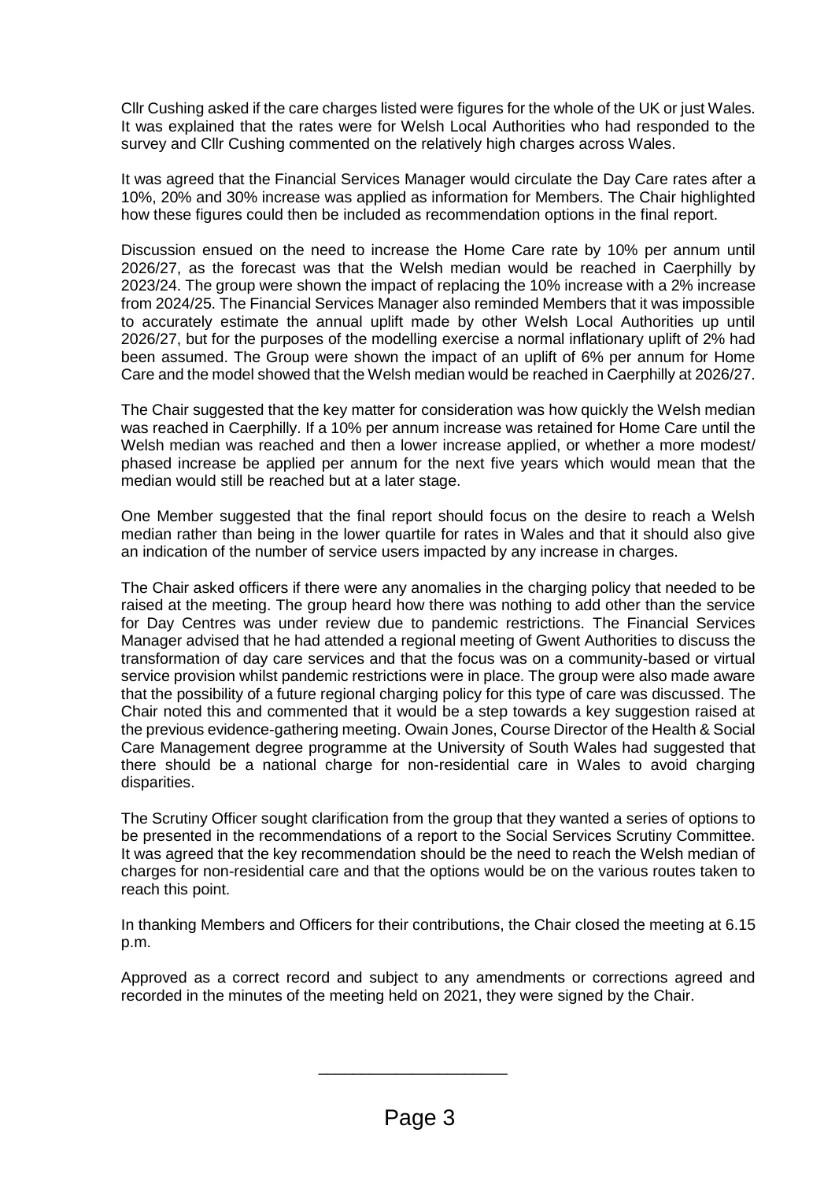Cllr Cushing asked if the care charges listed were figures for the whole of the UK or just Wales. It was explained that the rates were for Welsh Local Authorities who had responded to the survey and Cllr Cushing commented on the relatively high charges across Wales.

It was agreed that the Financial Services Manager would circulate the Day Care rates after a 10%, 20% and 30% increase was applied as information for Members. The Chair highlighted how these figures could then be included as recommendation options in the final report.

Discussion ensued on the need to increase the Home Care rate by 10% per annum until 2026/27, as the forecast was that the Welsh median would be reached in Caerphilly by 2023/24. The group were shown the impact of replacing the 10% increase with a 2% increase from 2024/25. The Financial Services Manager also reminded Members that it was impossible to accurately estimate the annual uplift made by other Welsh Local Authorities up until 2026/27, but for the purposes of the modelling exercise a normal inflationary uplift of 2% had been assumed. The Group were shown the impact of an uplift of 6% per annum for Home Care and the model showed that the Welsh median would be reached in Caerphilly at 2026/27.

The Chair suggested that the key matter for consideration was how quickly the Welsh median was reached in Caerphilly. If a 10% per annum increase was retained for Home Care until the Welsh median was reached and then a lower increase applied, or whether a more modest/ phased increase be applied per annum for the next five years which would mean that the median would still be reached but at a later stage.

One Member suggested that the final report should focus on the desire to reach a Welsh median rather than being in the lower quartile for rates in Wales and that it should also give an indication of the number of service users impacted by any increase in charges.

The Chair asked officers if there were any anomalies in the charging policy that needed to be raised at the meeting. The group heard how there was nothing to add other than the service for Day Centres was under review due to pandemic restrictions. The Financial Services Manager advised that he had attended a regional meeting of Gwent Authorities to discuss the transformation of day care services and that the focus was on a community-based or virtual service provision whilst pandemic restrictions were in place. The group were also made aware that the possibility of a future regional charging policy for this type of care was discussed. The Chair noted this and commented that it would be a step towards a key suggestion raised at the previous evidence-gathering meeting. Owain Jones, Course Director of the Health & Social Care Management degree programme at the University of South Wales had suggested that there should be a national charge for non-residential care in Wales to avoid charging disparities.

The Scrutiny Officer sought clarification from the group that they wanted a series of options to be presented in the recommendations of a report to the Social Services Scrutiny Committee. It was agreed that the key recommendation should be the need to reach the Welsh median of charges for non-residential care and that the options would be on the various routes taken to reach this point.

In thanking Members and Officers for their contributions, the Chair closed the meeting at 6.15 p.m.

Approved as a correct record and subject to any amendments or corrections agreed and recorded in the minutes of the meeting held on 2021, they were signed by the Chair.

\_\_\_\_\_\_\_\_\_\_\_\_\_\_\_\_\_\_\_\_\_\_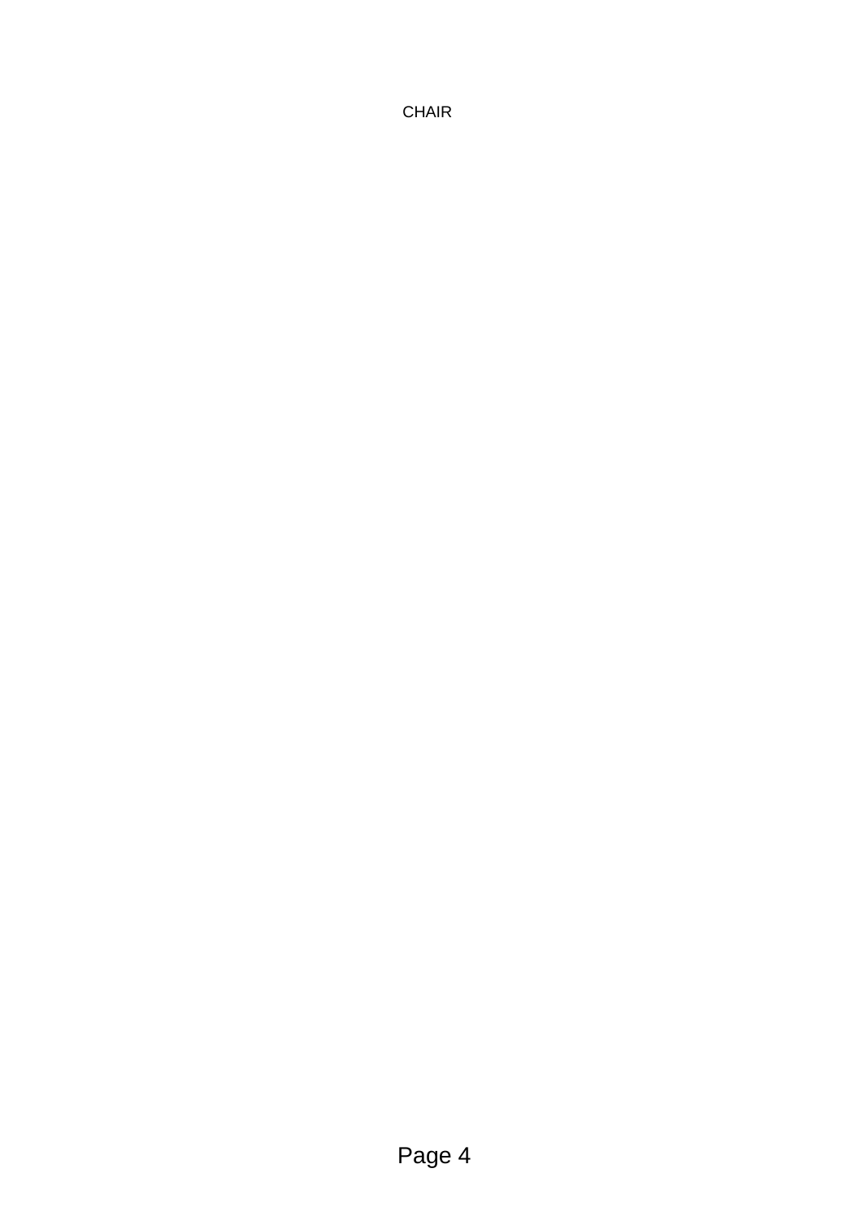CHAIR